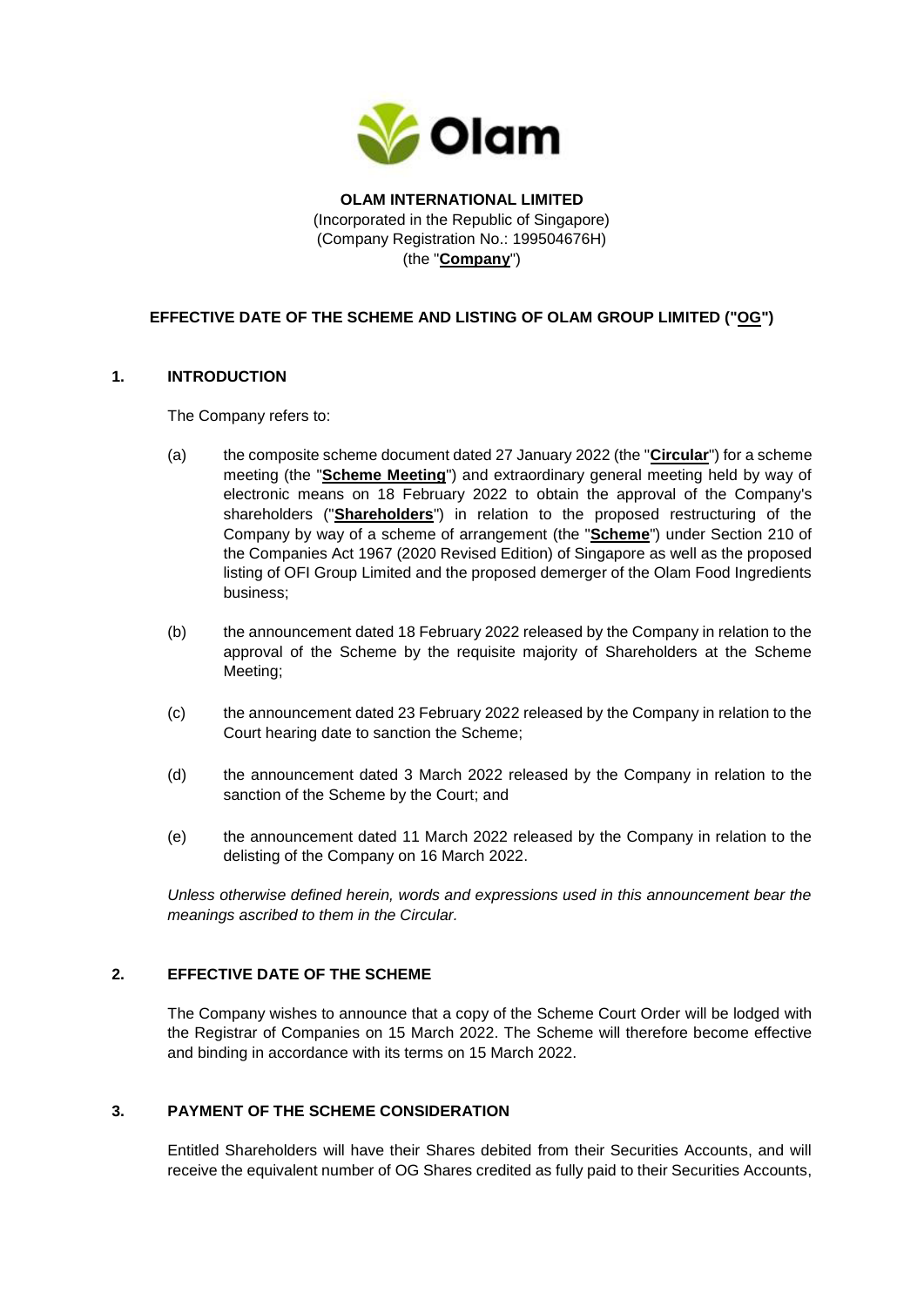**OLAM INTERNATIONAL LIMITED**
(Incorporated in the Republic of Singapore)
(Company Registration No.: 199504676H)
(the "**Company**")

**EFFECTIVE DATE OF THE SCHEME AND LISTING OF OLAM GROUP LIMITED ("OG")**

## 1. INTRODUCTION

The Company refers to:

(a) the composite scheme document dated 27 January 2022 (the "**Circular**") for a scheme meeting (the "**Scheme Meeting**") and extraordinary general meeting held by way of electronic means on 18 February 2022 to obtain the approval of the Company's shareholders ("**Shareholders**") in relation to the proposed restructuring of the Company by way of a scheme of arrangement (the "**Scheme**") under Section 210 of the Companies Act 1967 (2020 Revised Edition) of Singapore as well as the proposed listing of OFI Group Limited and the proposed demerger of the Olam Food Ingredients business;

(b) the announcement dated 18 February 2022 released by the Company in relation to the approval of the Scheme by the requisite majority of Shareholders at the Scheme Meeting;

(c) the announcement dated 23 February 2022 released by the Company in relation to the Court hearing date to sanction the Scheme;

(d) the announcement dated 3 March 2022 released by the Company in relation to the sanction of the Scheme by the Court; and

(e) the announcement dated 11 March 2022 released by the Company in relation to the delisting of the Company on 16 March 2022.

*Unless otherwise defined herein, words and expressions used in this announcement bear the meanings ascribed to them in the Circular.*

## 2. EFFECTIVE DATE OF THE SCHEME

The Company wishes to announce that a copy of the Scheme Court Order will be lodged with the Registrar of Companies on 15 March 2022. The Scheme will therefore become effective and binding in accordance with its terms on 15 March 2022.

## 3. PAYMENT OF THE SCHEME CONSIDERATION

Entitled Shareholders will have their Shares debited from their Securities Accounts, and will receive the equivalent number of OG Shares credited as fully paid to their Securities Accounts,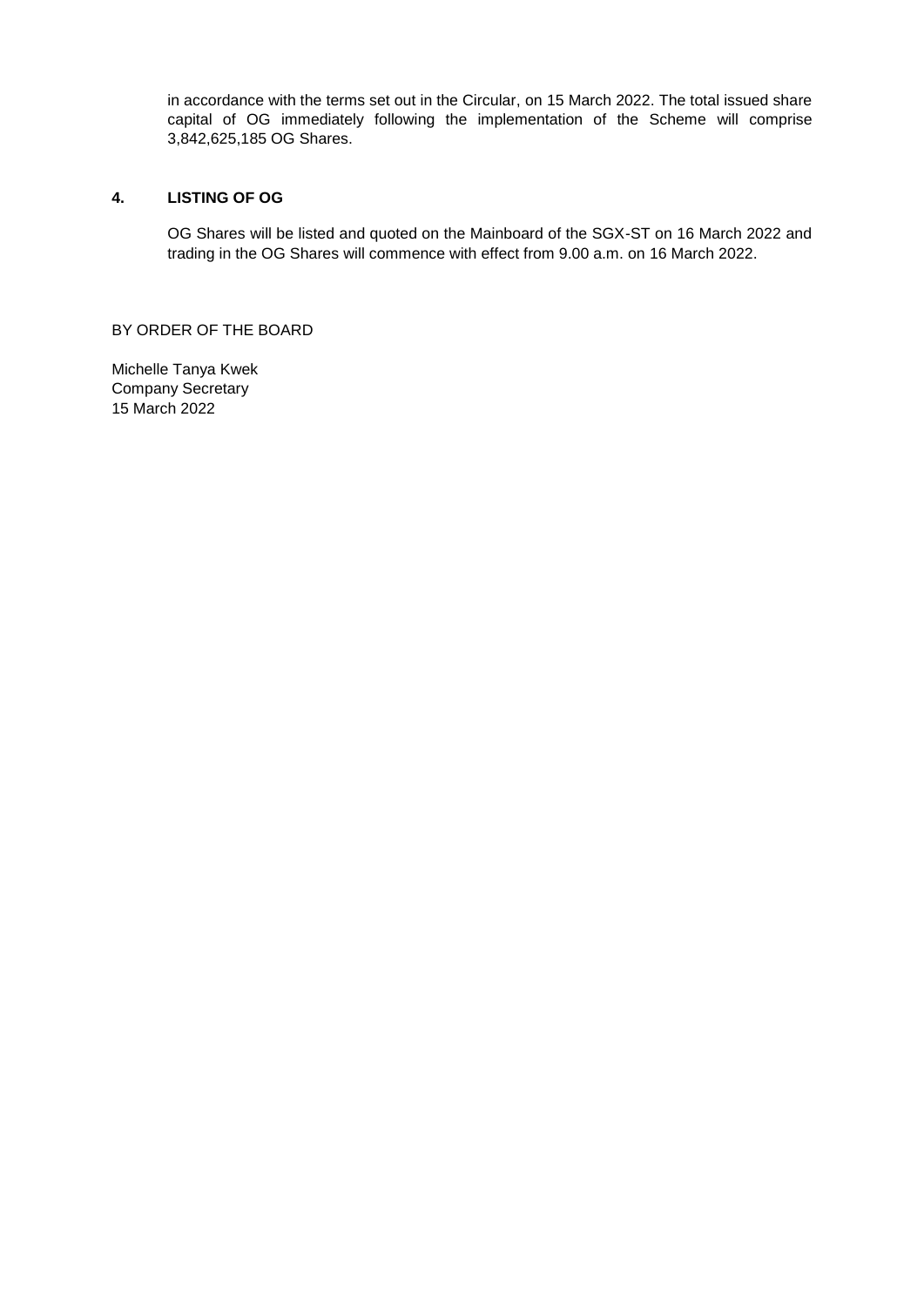in accordance with the terms set out in the Circular, on 15 March 2022. The total issued share capital of OG immediately following the implementation of the Scheme will comprise 3,842,625,185 OG Shares.

## 4. LISTING OF OG

OG Shares will be listed and quoted on the Mainboard of the SGX-ST on 16 March 2022 and trading in the OG Shares will commence with effect from 9.00 a.m. on 16 March 2022.

BY ORDER OF THE BOARD

Michelle Tanya Kwek
Company Secretary
15 March 2022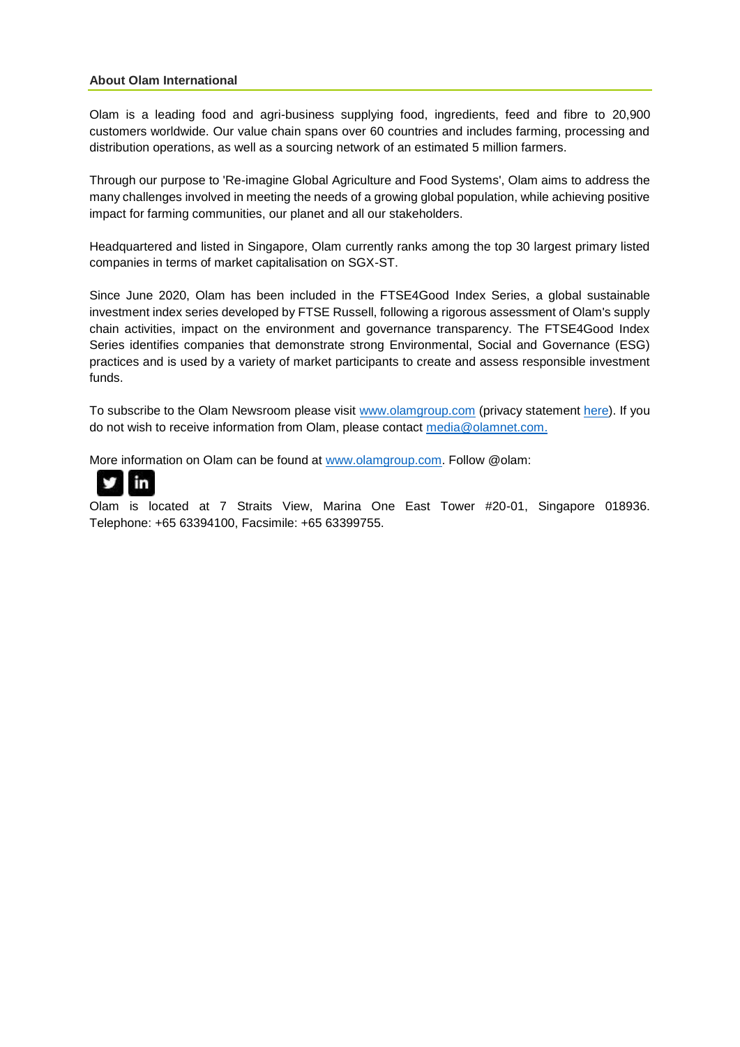**About Olam International**

Olam is a leading food and agri-business supplying food, ingredients, feed and fibre to 20,900 customers worldwide. Our value chain spans over 60 countries and includes farming, processing and distribution operations, as well as a sourcing network of an estimated 5 million farmers.

Through our purpose to 'Re-imagine Global Agriculture and Food Systems', Olam aims to address the many challenges involved in meeting the needs of a growing global population, while achieving positive impact for farming communities, our planet and all our stakeholders.

Headquartered and listed in Singapore, Olam currently ranks among the top 30 largest primary listed companies in terms of market capitalisation on SGX-ST.

Since June 2020, Olam has been included in the FTSE4Good Index Series, a global sustainable investment index series developed by FTSE Russell, following a rigorous assessment of Olam's supply chain activities, impact on the environment and governance transparency. The FTSE4Good Index Series identifies companies that demonstrate strong Environmental, Social and Governance (ESG) practices and is used by a variety of market participants to create and assess responsible investment funds.

To subscribe to the Olam Newsroom please visit [www.olamgroup.com](http://www.olamgroup.com) (privacy statement here). If you do not wish to receive information from Olam, please contact [media@olamnet.com.](mailto:media@olamnet.com)

More information on Olam can be found at [www.olamgroup.com](http://www.olamgroup.com). Follow @olam:

Olam is located at 7 Straits View, Marina One East Tower #20-01, Singapore 018936. Telephone: +65 63394100, Facsimile: +65 63399755.